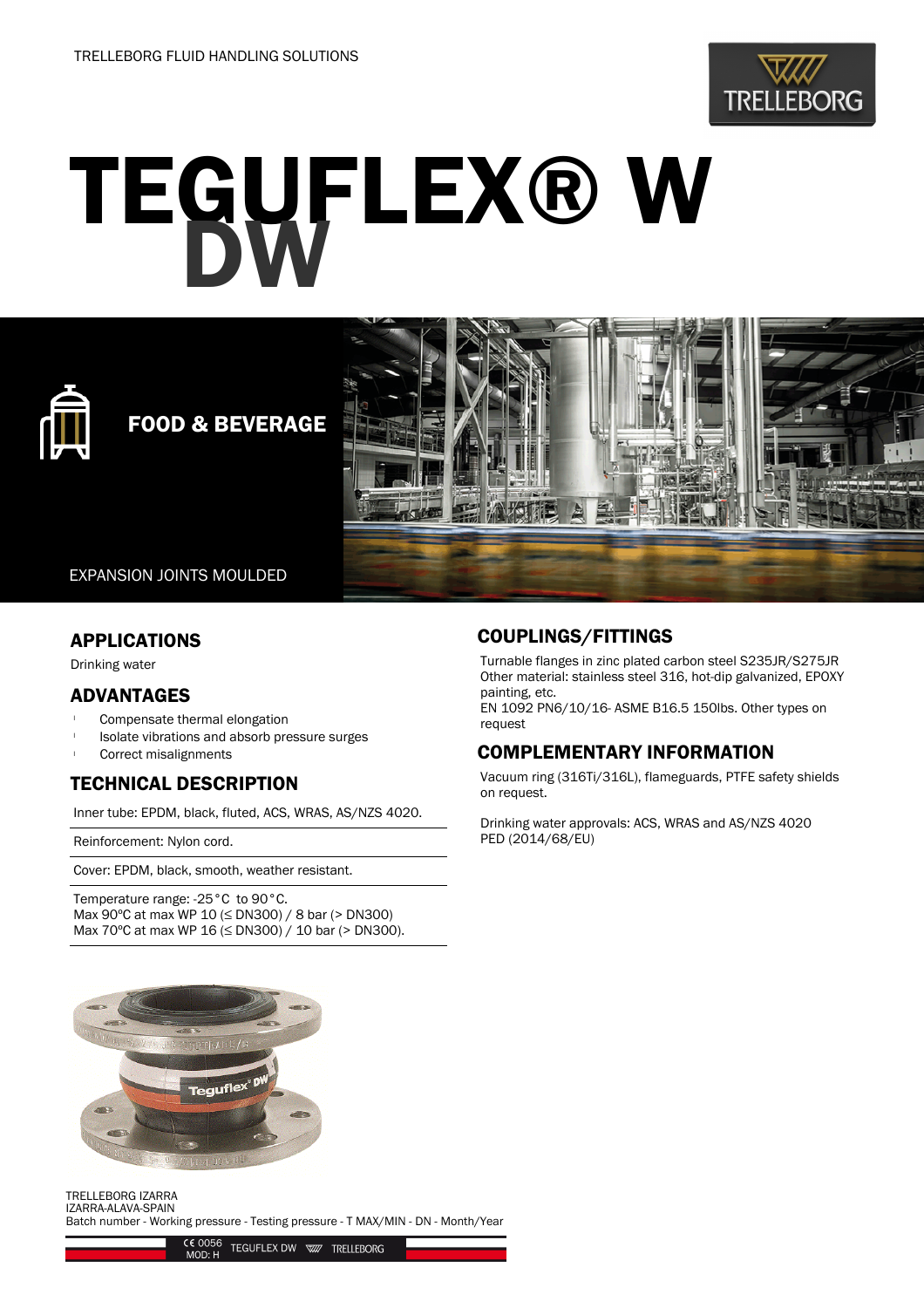TRELLEBORG FLUID HANDLING SOLUTIONS

# TEGUFLEX® W DW

**FOOD & BEVERAGE**

EXPANSION JOINTS MOULDED

## APPLICATIONS

Drinking water

## ADVANTAGES

- Compensate thermal elongation
- Isolate vibrations and absorb pressure surges
- Correct misalignments

## TECHNICAL DESCRIPTION

Inner tube: EPDM, black, fluted, ACS, WRAS, AS/NZS 4020.

Reinforcement: Nylon cord.

Cover: EPDM, black, smooth, weather resistant.

Temperature range: -25°C to 90°C.
Max 90ºC at max WP 10 (≤ DN300) / 8 bar (> DN300)
Max 70ºC at max WP 16 (≤ DN300) / 10 bar (> DN300).

## COUPLINGS/FITTINGS

Turnable flanges in zinc plated carbon steel S235JR/S275JR
Other material: stainless steel 316, hot-dip galvanized, EPOXY painting, etc.
EN 1092 PN6/10/16- ASME B16.5 150lbs. Other types on request

## COMPLEMENTARY INFORMATION

Vacuum ring (316Ti/316L), flameguards, PTFE safety shields on request.

Drinking water approvals: ACS, WRAS and AS/NZS 4020
PED (2014/68/EU)

TRELLEBORG IZARRA
IZARRA-ALAVA-SPAIN
Batch number - Working pressure - Testing pressure - T MAX/MIN - DN - Month/Year

CE 0056 MOD: H TEGUFLEX DW TRELLEBORG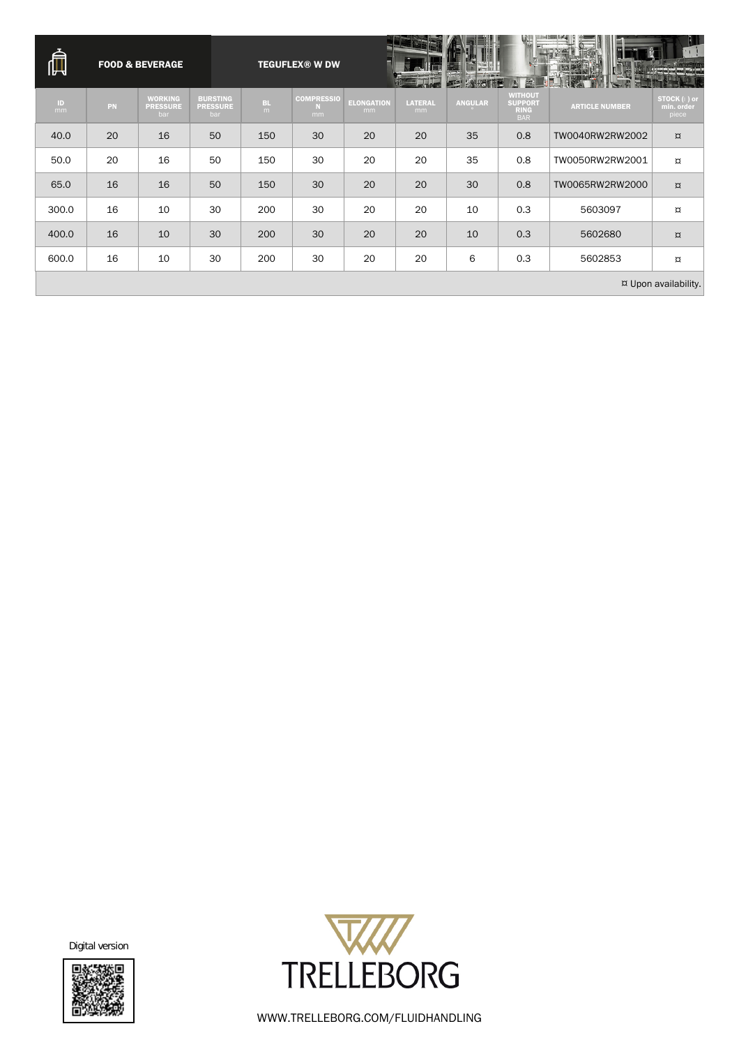**FOOD & BEVERAGE** | **TEGUFLEX® W DW**

| ID mm | PN | WORKING PRESSURE bar | BURSTING PRESSURE bar | BL m | COMPRESSION mm | ELONGATION mm | LATERAL mm | ANGULAR ° | WITHOUT SUPPORT RING BAR | ARTICLE NUMBER | STOCK (◦) or min. order piece |
|---|---|---|---|---|---|---|---|---|---|---|---|
| 40.0 | 20 | 16 | 50 | 150 | 30 | 20 | 20 | 35 | 0.8 | TW0040RW2RW2002 | ¤ |
| 50.0 | 20 | 16 | 50 | 150 | 30 | 20 | 20 | 35 | 0.8 | TW0050RW2RW2001 | ¤ |
| 65.0 | 16 | 16 | 50 | 150 | 30 | 20 | 20 | 30 | 0.8 | TW0065RW2RW2000 | ¤ |
| 300.0 | 16 | 10 | 30 | 200 | 30 | 20 | 20 | 10 | 0.3 | 5603097 | ¤ |
| 400.0 | 16 | 10 | 30 | 200 | 30 | 20 | 20 | 10 | 0.3 | 5602680 | ¤ |
| 600.0 | 16 | 10 | 30 | 200 | 30 | 20 | 20 | 6 | 0.3 | 5602853 | ¤ |

¤ Upon availability.

Digital version

TRELLEBORG

WWW.TRELLEBORG.COM/FLUIDHANDLING